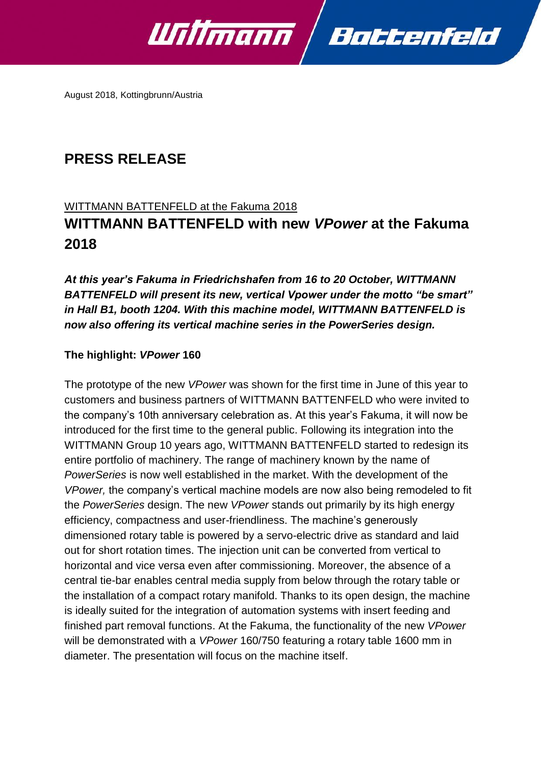August 2018, Kottingbrunn/Austria

# PRESS RELEASE

WITTMANN BATTENFELD at the Fakuma 2018

## WITTMANN BATTENFELD with new *VPower* at the Fakuma 2018

***At this year's Fakuma in Friedrichshafen from 16 to 20 October, WITTMANN BATTENFELD will present its new, vertical Vpower under the motto "be smart" in Hall B1, booth 1204. With this machine model, WITTMANN BATTENFELD is now also offering its vertical machine series in the PowerSeries design.***

**The highlight: *VPower* 160**

The prototype of the new *VPower* was shown for the first time in June of this year to customers and business partners of WITTMANN BATTENFELD who were invited to the company's 10th anniversary celebration as. At this year's Fakuma, it will now be introduced for the first time to the general public. Following its integration into the WITTMANN Group 10 years ago, WITTMANN BATTENFELD started to redesign its entire portfolio of machinery. The range of machinery known by the name of *PowerSeries* is now well established in the market. With the development of the *VPower,* the company's vertical machine models are now also being remodeled to fit the *PowerSeries* design. The new *VPower* stands out primarily by its high energy efficiency, compactness and user-friendliness. The machine's generously dimensioned rotary table is powered by a servo-electric drive as standard and laid out for short rotation times. The injection unit can be converted from vertical to horizontal and vice versa even after commissioning. Moreover, the absence of a central tie-bar enables central media supply from below through the rotary table or the installation of a compact rotary manifold. Thanks to its open design, the machine is ideally suited for the integration of automation systems with insert feeding and finished part removal functions. At the Fakuma, the functionality of the new *VPower* will be demonstrated with a *VPower* 160/750 featuring a rotary table 1600 mm in diameter. The presentation will focus on the machine itself.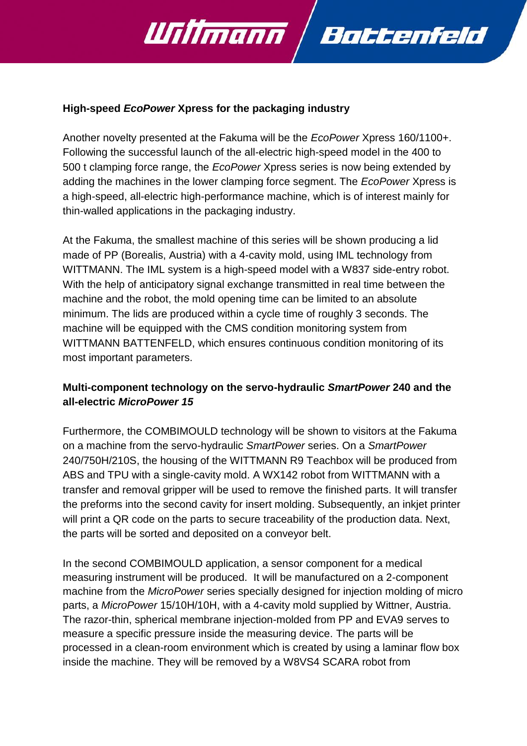**High-speed *EcoPower* Xpress for the packaging industry**

Another novelty presented at the Fakuma will be the *EcoPower* Xpress 160/1100+. Following the successful launch of the all-electric high-speed model in the 400 to 500 t clamping force range, the *EcoPower* Xpress series is now being extended by adding the machines in the lower clamping force segment. The *EcoPower* Xpress is a high-speed, all-electric high-performance machine, which is of interest mainly for thin-walled applications in the packaging industry.

At the Fakuma, the smallest machine of this series will be shown producing a lid made of PP (Borealis, Austria) with a 4-cavity mold, using IML technology from WITTMANN. The IML system is a high-speed model with a W837 side-entry robot. With the help of anticipatory signal exchange transmitted in real time between the machine and the robot, the mold opening time can be limited to an absolute minimum. The lids are produced within a cycle time of roughly 3 seconds. The machine will be equipped with the CMS condition monitoring system from WITTMANN BATTENFELD, which ensures continuous condition monitoring of its most important parameters.

**Multi-component technology on the servo-hydraulic *SmartPower* 240 and the all-electric *MicroPower 15***

Furthermore, the COMBIMOULD technology will be shown to visitors at the Fakuma on a machine from the servo-hydraulic *SmartPower* series. On a *SmartPower* 240/750H/210S, the housing of the WITTMANN R9 Teachbox will be produced from ABS and TPU with a single-cavity mold. A WX142 robot from WITTMANN with a transfer and removal gripper will be used to remove the finished parts. It will transfer the preforms into the second cavity for insert molding. Subsequently, an inkjet printer will print a QR code on the parts to secure traceability of the production data. Next, the parts will be sorted and deposited on a conveyor belt.

In the second COMBIMOULD application, a sensor component for a medical measuring instrument will be produced. It will be manufactured on a 2-component machine from the *MicroPower* series specially designed for injection molding of micro parts, a *MicroPower* 15/10H/10H, with a 4-cavity mold supplied by Wittner, Austria. The razor-thin, spherical membrane injection-molded from PP and EVA9 serves to measure a specific pressure inside the measuring device. The parts will be processed in a clean-room environment which is created by using a laminar flow box inside the machine. They will be removed by a W8VS4 SCARA robot from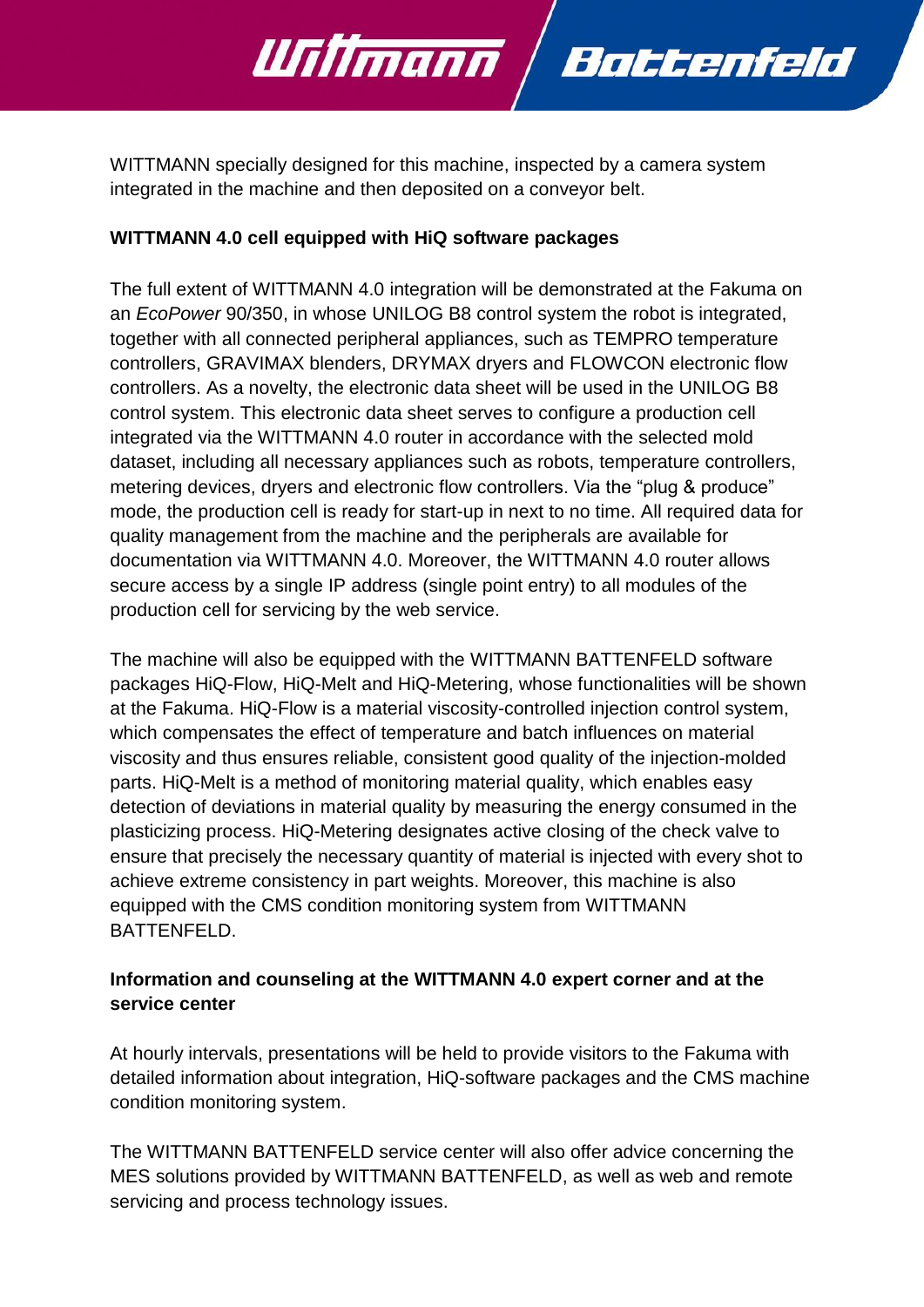WITTMANN specially designed for this machine, inspected by a camera system integrated in the machine and then deposited on a conveyor belt.

**WITTMANN 4.0 cell equipped with HiQ software packages**

The full extent of WITTMANN 4.0 integration will be demonstrated at the Fakuma on an *EcoPower* 90/350, in whose UNILOG B8 control system the robot is integrated, together with all connected peripheral appliances, such as TEMPRO temperature controllers, GRAVIMAX blenders, DRYMAX dryers and FLOWCON electronic flow controllers. As a novelty, the electronic data sheet will be used in the UNILOG B8 control system. This electronic data sheet serves to configure a production cell integrated via the WITTMANN 4.0 router in accordance with the selected mold dataset, including all necessary appliances such as robots, temperature controllers, metering devices, dryers and electronic flow controllers. Via the "plug & produce" mode, the production cell is ready for start-up in next to no time. All required data for quality management from the machine and the peripherals are available for documentation via WITTMANN 4.0. Moreover, the WITTMANN 4.0 router allows secure access by a single IP address (single point entry) to all modules of the production cell for servicing by the web service.

The machine will also be equipped with the WITTMANN BATTENFELD software packages HiQ-Flow, HiQ-Melt and HiQ-Metering, whose functionalities will be shown at the Fakuma. HiQ-Flow is a material viscosity-controlled injection control system, which compensates the effect of temperature and batch influences on material viscosity and thus ensures reliable, consistent good quality of the injection-molded parts. HiQ-Melt is a method of monitoring material quality, which enables easy detection of deviations in material quality by measuring the energy consumed in the plasticizing process. HiQ-Metering designates active closing of the check valve to ensure that precisely the necessary quantity of material is injected with every shot to achieve extreme consistency in part weights. Moreover, this machine is also equipped with the CMS condition monitoring system from WITTMANN BATTENFELD.

**Information and counseling at the WITTMANN 4.0 expert corner and at the service center**

At hourly intervals, presentations will be held to provide visitors to the Fakuma with detailed information about integration, HiQ-software packages and the CMS machine condition monitoring system.

The WITTMANN BATTENFELD service center will also offer advice concerning the MES solutions provided by WITTMANN BATTENFELD, as well as web and remote servicing and process technology issues.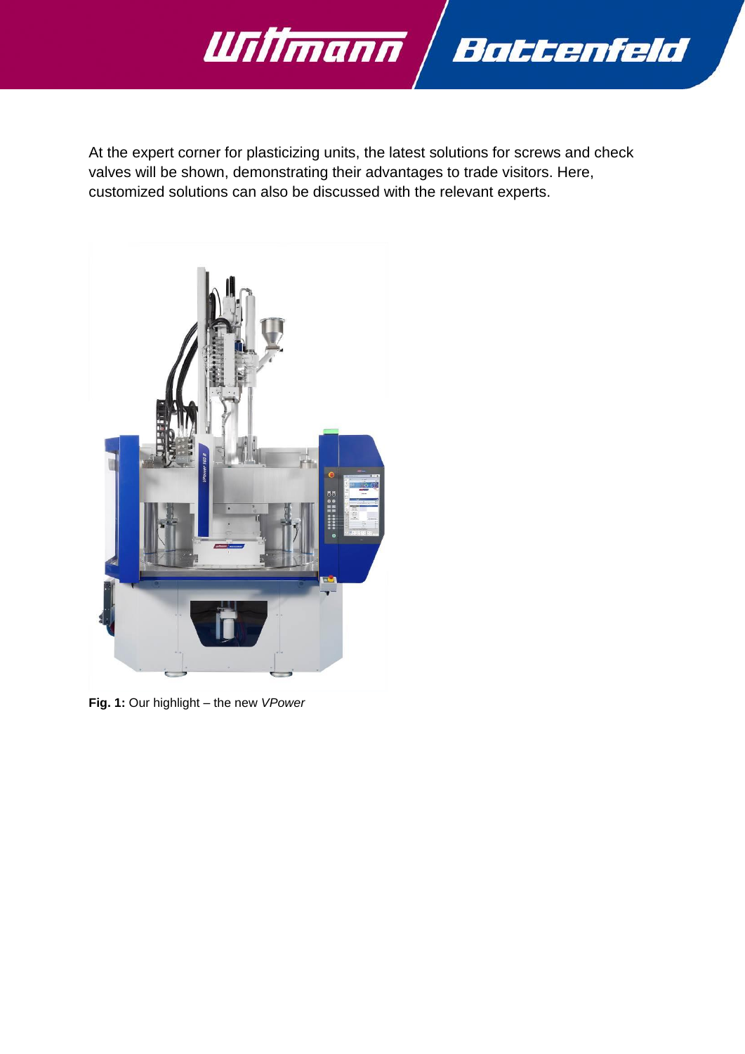At the expert corner for plasticizing units, the latest solutions for screws and check valves will be shown, demonstrating their advantages to trade visitors. Here, customized solutions can also be discussed with the relevant experts.

**Fig. 1:** Our highlight – the new *VPower*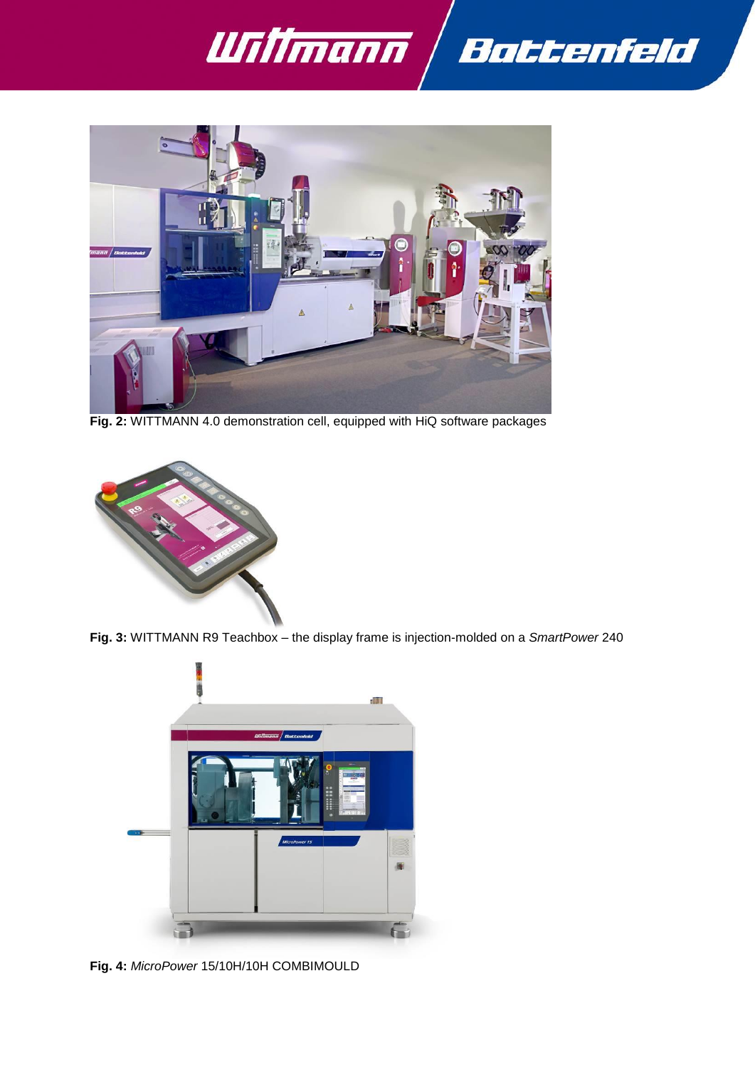**Fig. 2:** WITTMANN 4.0 demonstration cell, equipped with HiQ software packages

**Fig. 3:** WITTMANN R9 Teachbox – the display frame is injection-molded on a *SmartPower* 240

**Fig. 4:** *MicroPower* 15/10H/10H COMBIMOULD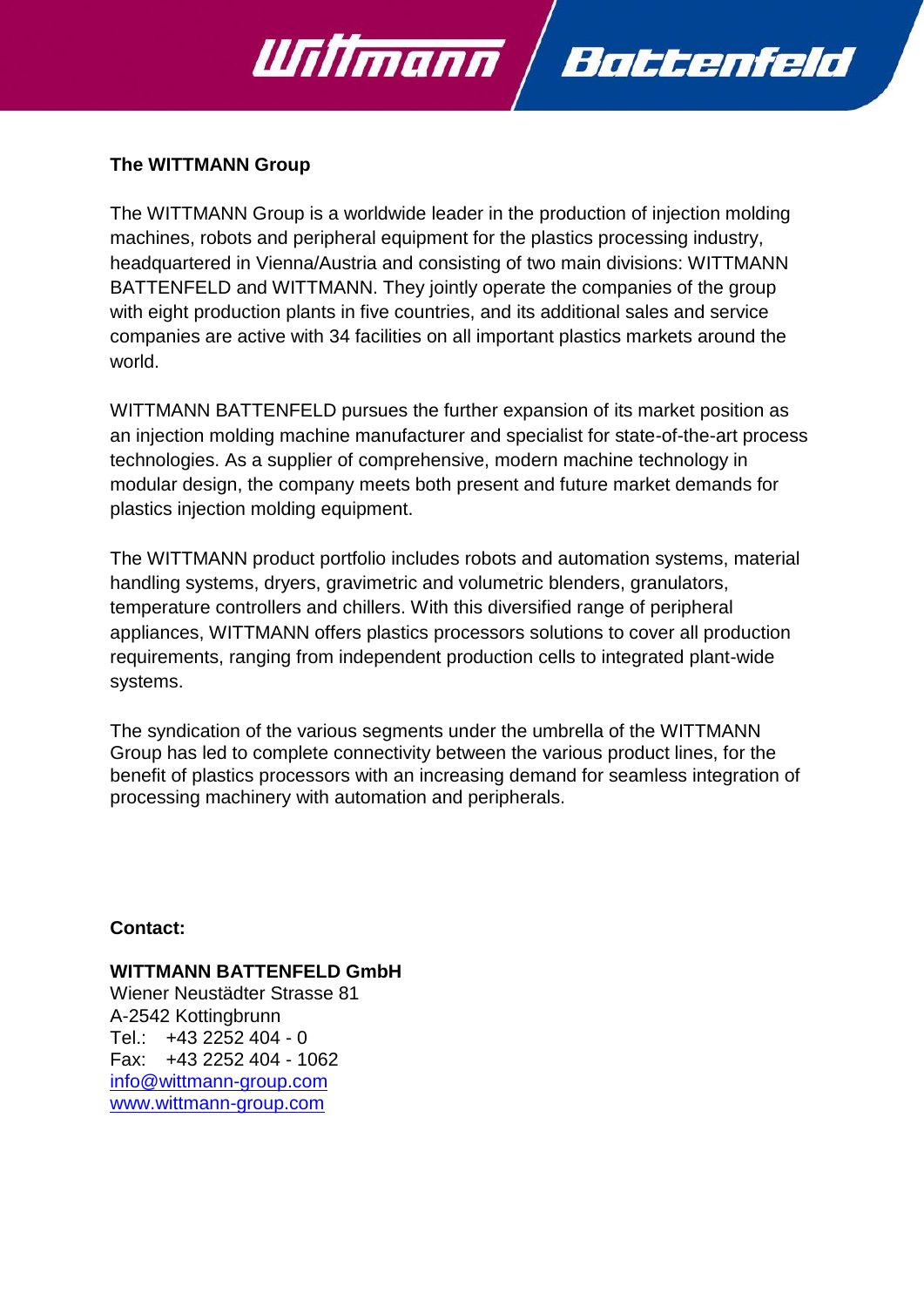**The WITTMANN Group**

The WITTMANN Group is a worldwide leader in the production of injection molding machines, robots and peripheral equipment for the plastics processing industry, headquartered in Vienna/Austria and consisting of two main divisions: WITTMANN BATTENFELD and WITTMANN. They jointly operate the companies of the group with eight production plants in five countries, and its additional sales and service companies are active with 34 facilities on all important plastics markets around the world.

WITTMANN BATTENFELD pursues the further expansion of its market position as an injection molding machine manufacturer and specialist for state-of-the-art process technologies. As a supplier of comprehensive, modern machine technology in modular design, the company meets both present and future market demands for plastics injection molding equipment.

The WITTMANN product portfolio includes robots and automation systems, material handling systems, dryers, gravimetric and volumetric blenders, granulators, temperature controllers and chillers. With this diversified range of peripheral appliances, WITTMANN offers plastics processors solutions to cover all production requirements, ranging from independent production cells to integrated plant-wide systems.

The syndication of the various segments under the umbrella of the WITTMANN Group has led to complete connectivity between the various product lines, for the benefit of plastics processors with an increasing demand for seamless integration of processing machinery with automation and peripherals.

**Contact:**

**WITTMANN BATTENFELD GmbH**
Wiener Neustädter Strasse 81
A-2542 Kottingbrunn
Tel.: +43 2252 404 - 0
Fax: +43 2252 404 - 1062
info@wittmann-group.com
www.wittmann-group.com